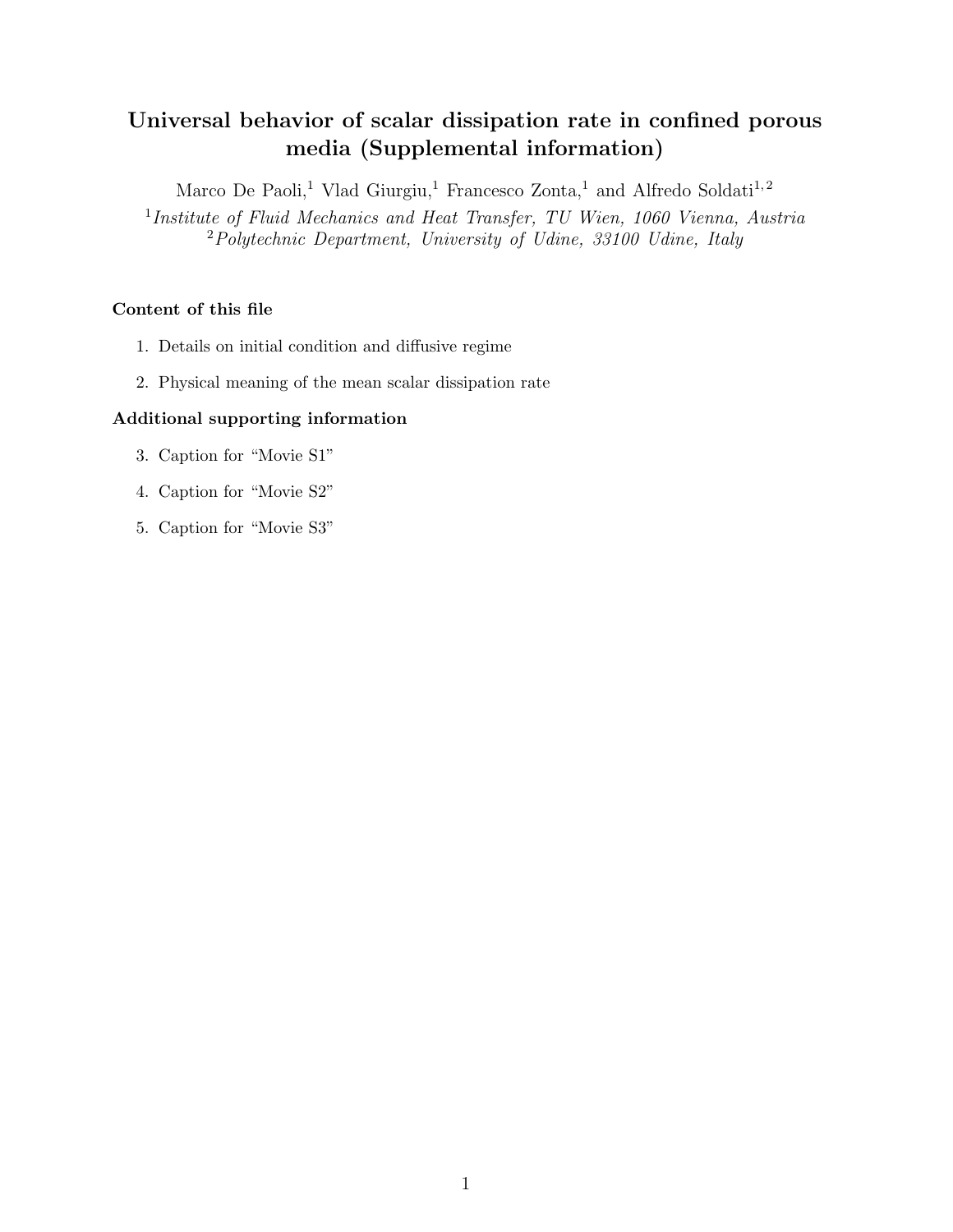# Universal behavior of scalar dissipation rate in confined porous media (Supplemental information)

Marco De Paoli,[1] Vlad Giurgiu,[1] Francesco Zonta,[1] and Alfredo Soldati[1,2]

[1] *Institute of Fluid Mechanics and Heat Transfer, TU Wien, 1060 Vienna, Austria*
[2] *Polytechnic Department, University of Udine, 33100 Udine, Italy*

**Content of this file**

1. Details on initial condition and diffusive regime
2. Physical meaning of the mean scalar dissipation rate

**Additional supporting information**

3. Caption for "Movie S1"
4. Caption for "Movie S2"
5. Caption for "Movie S3"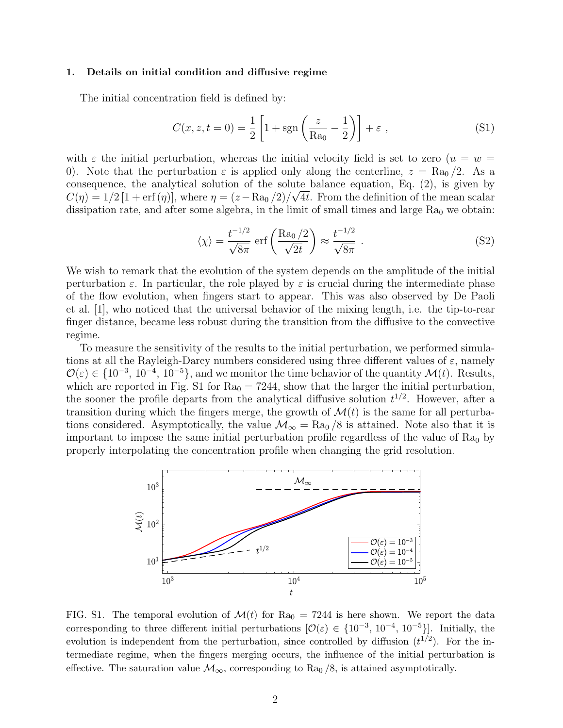### 1. Details on initial condition and diffusive regime

The initial concentration field is defined by:

$$C(x, z, t = 0) = \frac{1}{2}\left[1 + \text{sgn}\left(\frac{z}{\text{Ra}_0} - \frac{1}{2}\right)\right] + \varepsilon \ , \tag{S1}$$

with $\varepsilon$ the initial perturbation, whereas the initial velocity field is set to zero ($u = w = 0$). Note that the perturbation $\varepsilon$ is applied only along the centerline, $z = \text{Ra}_0/2$. As a consequence, the analytical solution of the solute balance equation, Eq. (2), is given by $C(\eta) = 1/2\,[1 + \text{erf}\,(\eta)]$, where $\eta = (z - \text{Ra}_0/2)/\sqrt{4t}$. From the definition of the mean scalar dissipation rate, and after some algebra, in the limit of small times and large $\text{Ra}_0$ we obtain:

$$\langle \chi \rangle = \frac{t^{-1/2}}{\sqrt{8\pi}}\,\text{erf}\left(\frac{\text{Ra}_0/2}{\sqrt{2t}}\right) \approx \frac{t^{-1/2}}{\sqrt{8\pi}} \ . \tag{S2}$$

We wish to remark that the evolution of the system depends on the amplitude of the initial perturbation $\varepsilon$. In particular, the role played by $\varepsilon$ is crucial during the intermediate phase of the flow evolution, when fingers start to appear. This was also observed by De Paoli et al. [1], who noticed that the universal behavior of the mixing length, i.e. the tip-to-rear finger distance, became less robust during the transition from the diffusive to the convective regime.

To measure the sensitivity of the results to the initial perturbation, we performed simulations at all the Rayleigh-Darcy numbers considered using three different values of $\varepsilon$, namely $\mathcal{O}(\varepsilon) \in \{10^{-3}, 10^{-4}, 10^{-5}\}$, and we monitor the time behavior of the quantity $\mathcal{M}(t)$. Results, which are reported in Fig. S1 for $\text{Ra}_0 = 7244$, show that the larger the initial perturbation, the sooner the profile departs from the analytical diffusive solution $t^{1/2}$. However, after a transition during which the fingers merge, the growth of $\mathcal{M}(t)$ is the same for all perturbations considered. Asymptotically, the value $\mathcal{M}_\infty = \text{Ra}_0/8$ is attained. Note also that it is important to impose the same initial perturbation profile regardless of the value of $\text{Ra}_0$ by properly interpolating the concentration profile when changing the grid resolution.

FIG. S1. The temporal evolution of $\mathcal{M}(t)$ for $\text{Ra}_0 = 7244$ is here shown. We report the data corresponding to three different initial perturbations [$\mathcal{O}(\varepsilon) \in \{10^{-3}, 10^{-4}, 10^{-5}\}$]. Initially, the evolution is independent from the perturbation, since controlled by diffusion ($t^{1/2}$). For the intermediate regime, when the fingers merging occurs, the influence of the initial perturbation is effective. The saturation value $\mathcal{M}_\infty$, corresponding to $\text{Ra}_0/8$, is attained asymptotically.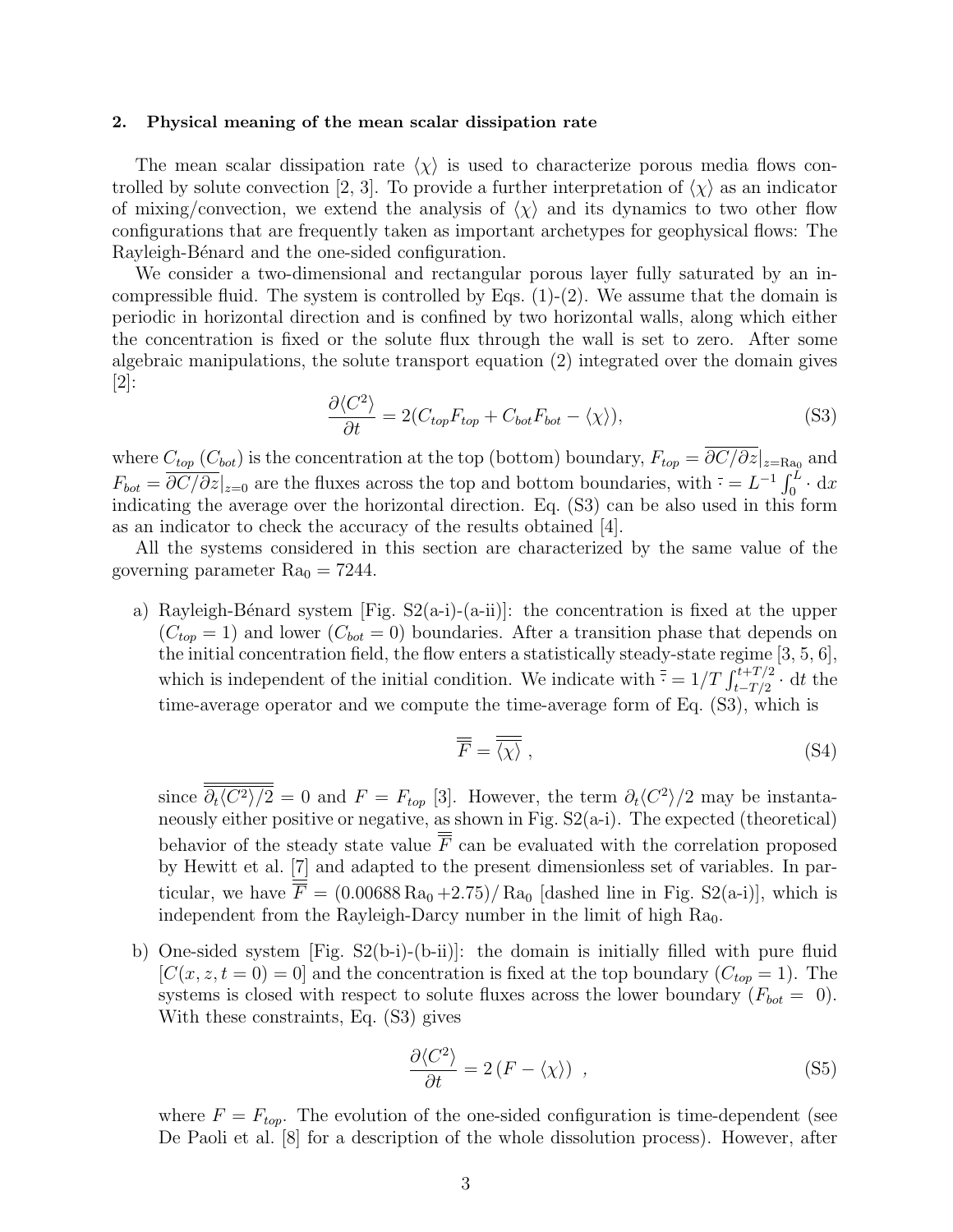### 2. Physical meaning of the mean scalar dissipation rate

The mean scalar dissipation rate $\langle\chi\rangle$ is used to characterize porous media flows controlled by solute convection [2, 3]. To provide a further interpretation of $\langle\chi\rangle$ as an indicator of mixing/convection, we extend the analysis of $\langle\chi\rangle$ and its dynamics to two other flow configurations that are frequently taken as important archetypes for geophysical flows: The Rayleigh-Bénard and the one-sided configuration.

We consider a two-dimensional and rectangular porous layer fully saturated by an incompressible fluid. The system is controlled by Eqs. (1)-(2). We assume that the domain is periodic in horizontal direction and is confined by two horizontal walls, along which either the concentration is fixed or the solute flux through the wall is set to zero. After some algebraic manipulations, the solute transport equation (2) integrated over the domain gives [2]:

$$\frac{\partial\langle C^2\rangle}{\partial t} = 2(C_{top}F_{top} + C_{bot}F_{bot} - \langle\chi\rangle), \tag{S3}$$

where $C_{top}$ ($C_{bot}$) is the concentration at the top (bottom) boundary, $F_{top} = \overline{\partial C/\partial z}|_{z=\mathrm{Ra}_0}$ and $F_{bot} = \overline{\partial C/\partial z}|_{z=0}$ are the fluxes across the top and bottom boundaries, with $\overline{\cdot} = L^{-1}\int_0^L \cdot \,\mathrm{d}x$ indicating the average over the horizontal direction. Eq. (S3) can be also used in this form as an indicator to check the accuracy of the results obtained [4].

All the systems considered in this section are characterized by the same value of the governing parameter $\mathrm{Ra}_0 = 7244$.

a) Rayleigh-Bénard system [Fig. S2(a-i)-(a-ii)]: the concentration is fixed at the upper ($C_{top} = 1$) and lower ($C_{bot} = 0$) boundaries. After a transition phase that depends on the initial concentration field, the flow enters a statistically steady-state regime [3, 5, 6], which is independent of the initial condition. We indicate with $\overline{\overline{\cdot}} = 1/T\int_{t-T/2}^{t+T/2} \cdot \,\mathrm{d}t$ the time-average operator and we compute the time-average form of Eq. (S3), which is

$$\overline{\overline{F}} = \overline{\overline{\langle\chi\rangle}}\ , \tag{S4}$$

since $\overline{\overline{\partial_t\langle C^2\rangle/2}} = 0$ and $F = F_{top}$ [3]. However, the term $\partial_t\langle C^2\rangle/2$ may be instantaneously either positive or negative, as shown in Fig. S2(a-i). The expected (theoretical) behavior of the steady state value $\overline{\overline{F}}$ can be evaluated with the correlation proposed by Hewitt et al. [7] and adapted to the present dimensionless set of variables. In particular, we have $\overline{\overline{F}} = (0.00688\,\mathrm{Ra}_0 + 2.75)/\,\mathrm{Ra}_0$ [dashed line in Fig. S2(a-i)], which is independent from the Rayleigh-Darcy number in the limit of high $\mathrm{Ra}_0$.

b) One-sided system [Fig. S2(b-i)-(b-ii)]: the domain is initially filled with pure fluid [$C(x, z, t = 0) = 0$] and the concentration is fixed at the top boundary ($C_{top} = 1$). The systems is closed with respect to solute fluxes across the lower boundary ($F_{bot} = 0$). With these constraints, Eq. (S3) gives

$$\frac{\partial\langle C^2\rangle}{\partial t} = 2\left(F - \langle\chi\rangle\right)\ , \tag{S5}$$

where $F = F_{top}$. The evolution of the one-sided configuration is time-dependent (see De Paoli et al. [8] for a description of the whole dissolution process). However, after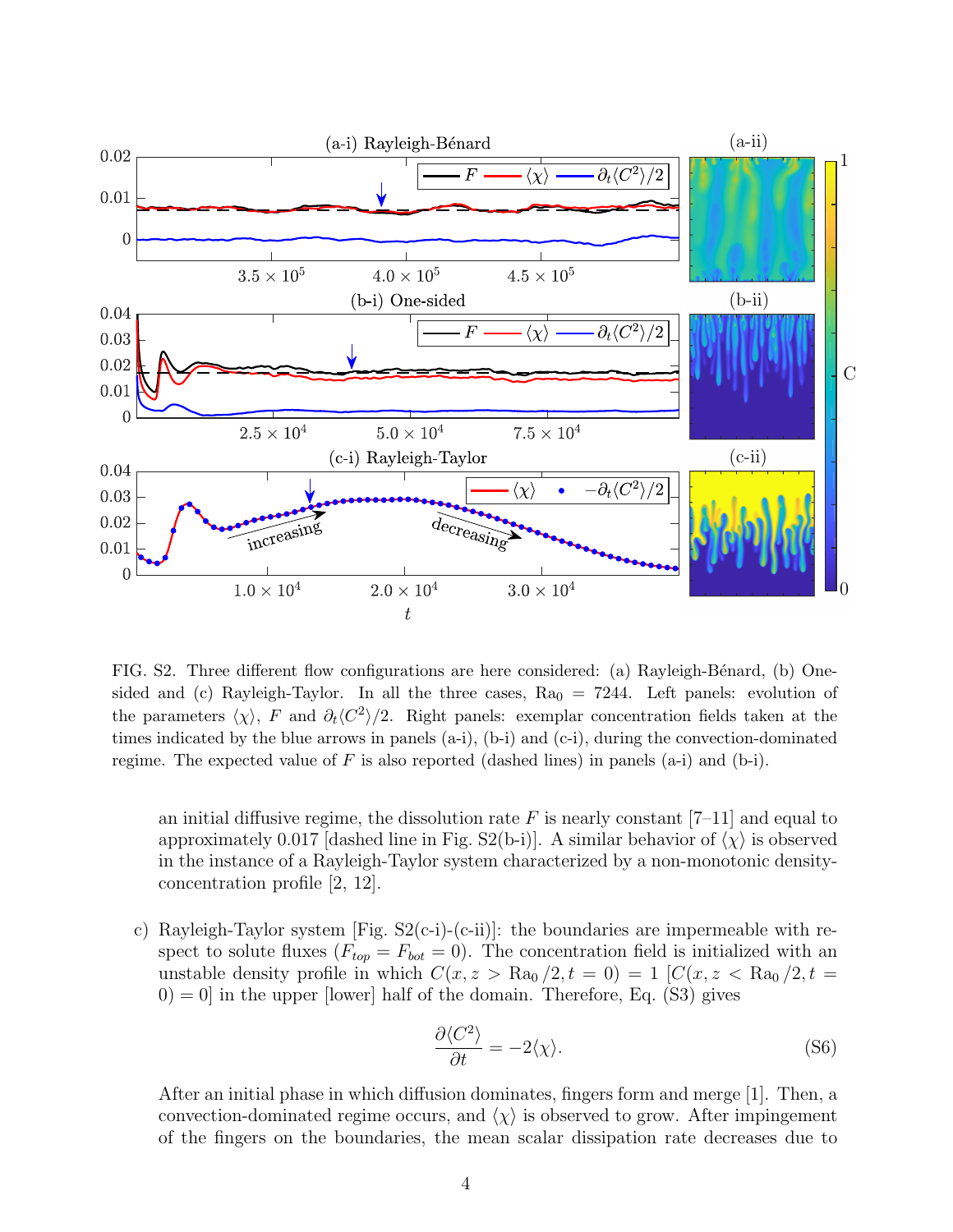FIG. S2. Three different flow configurations are here considered: (a) Rayleigh-Bénard, (b) One-sided and (c) Rayleigh-Taylor. In all the three cases, $\mathrm{Ra}_0 = 7244$. Left panels: evolution of the parameters $\langle\chi\rangle$, $F$ and $\partial_t\langle C^2\rangle/2$. Right panels: exemplar concentration fields taken at the times indicated by the blue arrows in panels (a-i), (b-i) and (c-i), during the convection-dominated regime. The expected value of $F$ is also reported (dashed lines) in panels (a-i) and (b-i).

an initial diffusive regime, the dissolution rate $F$ is nearly constant [7–11] and equal to approximately 0.017 [dashed line in Fig. S2(b-i)]. A similar behavior of $\langle\chi\rangle$ is observed in the instance of a Rayleigh-Taylor system characterized by a non-monotonic density-concentration profile [2, 12].

c) Rayleigh-Taylor system [Fig. S2(c-i)-(c-ii)]: the boundaries are impermeable with respect to solute fluxes ($F_{top} = F_{bot} = 0$). The concentration field is initialized with an unstable density profile in which $C(x, z > \mathrm{Ra}_0/2, t = 0) = 1$ [$C(x, z < \mathrm{Ra}_0/2, t = 0) = 0$] in the upper [lower] half of the domain. Therefore, Eq. (S3) gives

$$\frac{\partial\langle C^2\rangle}{\partial t} = -2\langle\chi\rangle. \tag{S6}$$

After an initial phase in which diffusion dominates, fingers form and merge [1]. Then, a convection-dominated regime occurs, and $\langle\chi\rangle$ is observed to grow. After impingement of the fingers on the boundaries, the mean scalar dissipation rate decreases due to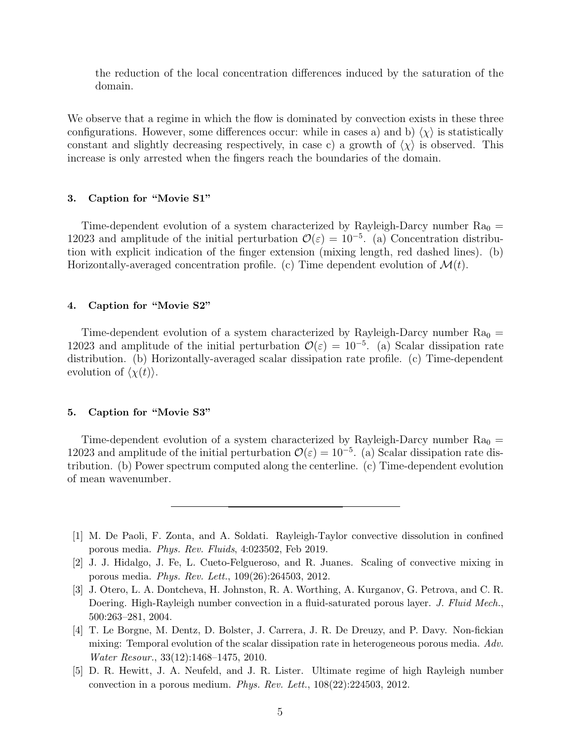the reduction of the local concentration differences induced by the saturation of the domain.

We observe that a regime in which the flow is dominated by convection exists in these three configurations. However, some differences occur: while in cases a) and b) $\langle \chi \rangle$ is statistically constant and slightly decreasing respectively, in case c) a growth of $\langle \chi \rangle$ is observed. This increase is only arrested when the fingers reach the boundaries of the domain.

### 3. Caption for "Movie S1"

Time-dependent evolution of a system characterized by Rayleigh-Darcy number $\mathrm{Ra}_0 = 12023$ and amplitude of the initial perturbation $\mathcal{O}(\varepsilon) = 10^{-5}$. (a) Concentration distribution with explicit indication of the finger extension (mixing length, red dashed lines). (b) Horizontally-averaged concentration profile. (c) Time dependent evolution of $\mathcal{M}(t)$.

### 4. Caption for "Movie S2"

Time-dependent evolution of a system characterized by Rayleigh-Darcy number $\mathrm{Ra}_0 = 12023$ and amplitude of the initial perturbation $\mathcal{O}(\varepsilon) = 10^{-5}$. (a) Scalar dissipation rate distribution. (b) Horizontally-averaged scalar dissipation rate profile. (c) Time-dependent evolution of $\langle \chi(t) \rangle$.

### 5. Caption for "Movie S3"

Time-dependent evolution of a system characterized by Rayleigh-Darcy number $\mathrm{Ra}_0 = 12023$ and amplitude of the initial perturbation $\mathcal{O}(\varepsilon) = 10^{-5}$. (a) Scalar dissipation rate distribution. (b) Power spectrum computed along the centerline. (c) Time-dependent evolution of mean wavenumber.

---

[1] M. De Paoli, F. Zonta, and A. Soldati. Rayleigh-Taylor convective dissolution in confined porous media. *Phys. Rev. Fluids*, 4:023502, Feb 2019.

[2] J. J. Hidalgo, J. Fe, L. Cueto-Felgueroso, and R. Juanes. Scaling of convective mixing in porous media. *Phys. Rev. Lett.*, 109(26):264503, 2012.

[3] J. Otero, L. A. Dontcheva, H. Johnston, R. A. Worthing, A. Kurganov, G. Petrova, and C. R. Doering. High-Rayleigh number convection in a fluid-saturated porous layer. *J. Fluid Mech.*, 500:263–281, 2004.

[4] T. Le Borgne, M. Dentz, D. Bolster, J. Carrera, J. R. De Dreuzy, and P. Davy. Non-fickian mixing: Temporal evolution of the scalar dissipation rate in heterogeneous porous media. *Adv. Water Resour.*, 33(12):1468–1475, 2010.

[5] D. R. Hewitt, J. A. Neufeld, and J. R. Lister. Ultimate regime of high Rayleigh number convection in a porous medium. *Phys. Rev. Lett.*, 108(22):224503, 2012.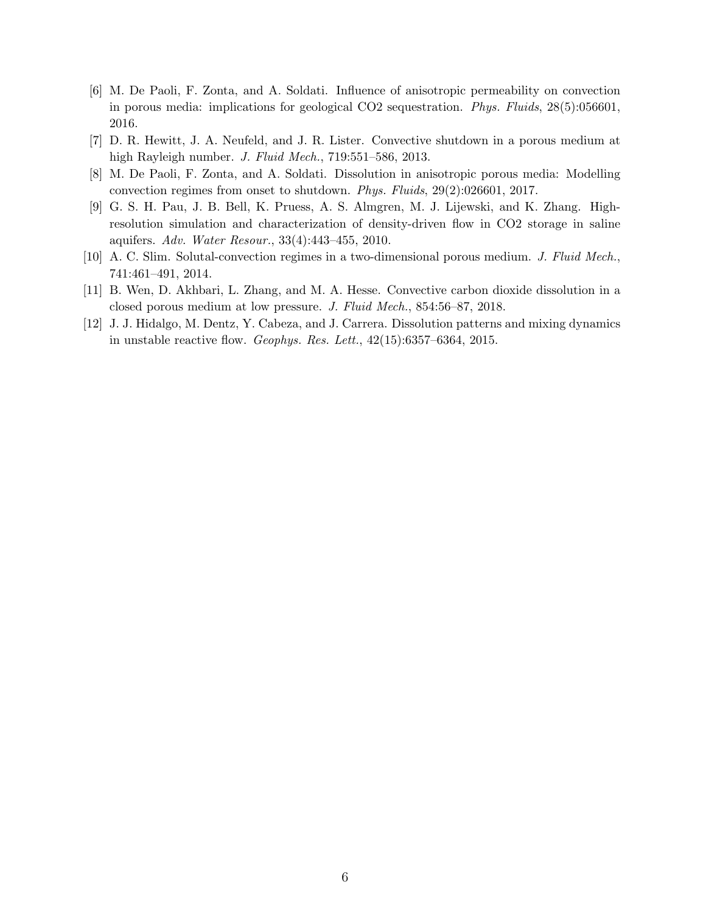[6] M. De Paoli, F. Zonta, and A. Soldati. Influence of anisotropic permeability on convection in porous media: implications for geological CO2 sequestration. *Phys. Fluids*, 28(5):056601, 2016.

[7] D. R. Hewitt, J. A. Neufeld, and J. R. Lister. Convective shutdown in a porous medium at high Rayleigh number. *J. Fluid Mech.*, 719:551–586, 2013.

[8] M. De Paoli, F. Zonta, and A. Soldati. Dissolution in anisotropic porous media: Modelling convection regimes from onset to shutdown. *Phys. Fluids*, 29(2):026601, 2017.

[9] G. S. H. Pau, J. B. Bell, K. Pruess, A. S. Almgren, M. J. Lijewski, and K. Zhang. High-resolution simulation and characterization of density-driven flow in CO2 storage in saline aquifers. *Adv. Water Resour.*, 33(4):443–455, 2010.

[10] A. C. Slim. Solutal-convection regimes in a two-dimensional porous medium. *J. Fluid Mech.*, 741:461–491, 2014.

[11] B. Wen, D. Akhbari, L. Zhang, and M. A. Hesse. Convective carbon dioxide dissolution in a closed porous medium at low pressure. *J. Fluid Mech.*, 854:56–87, 2018.

[12] J. J. Hidalgo, M. Dentz, Y. Cabeza, and J. Carrera. Dissolution patterns and mixing dynamics in unstable reactive flow. *Geophys. Res. Lett.*, 42(15):6357–6364, 2015.